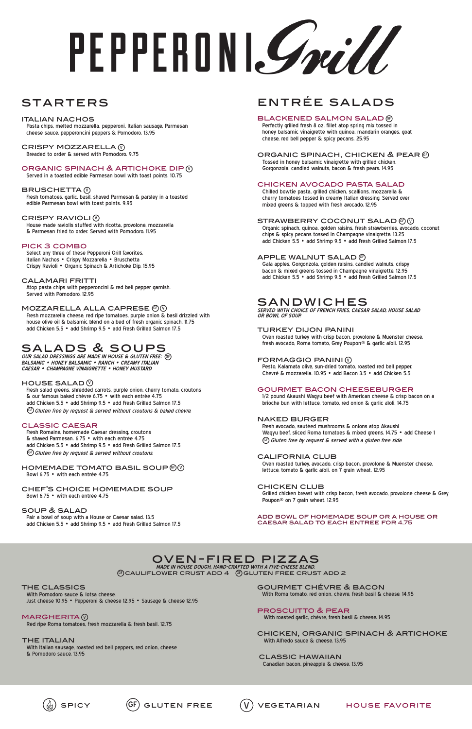# PEPPERONI Grill

## STARTERS

### ITALIAN NACHOS
Pasta chips, melted mozzarella, pepperoni, Italian sausage, Parmesan cheese sauce, pepperoncini peppers & Pomodoro. 13.95

### CRISPY MOZZARELLA (V)
Breaded to order & served with Pomodoro. 9.75

### ORGANIC SPINACH & ARTICHOKE DIP (V)
Served in a toasted edible Parmesan bowl with toast points. 10.75

### BRUSCHETTA (V)
Fresh tomatoes, garlic, basil, shaved Parmesan & parsley in a toasted edible Parmesan bowl with toast points. 9.95

### CRISPY RAVIOLI (V)
House made raviolis stuffed with ricotta, provolone, mozzarella & Parmesan fried to order. Served with Pomodoro. 11.95

### PICK 3 COMBO
Select any three of these Pepperoni Grill favorites.
Italian Nachos • Crispy Mozzarella • Bruschetta
Crispy Ravioli • Organic Spinach & Artichoke Dip. 15.95

### CALAMARI FRITTI
Atop pasta chips with pepperoncini & red bell pepper garnish. Served with Pomodoro. 12.95

### MOZZARELLA ALLA CAPRESE (GF) (V)
Fresh mozzarella cheese, red ripe tomatoes, purple onion & basil drizzled with house olive oil & balsamic blend on a bed of fresh organic spinach. 11.75
add Chicken 5.5 • add Shrimp 9.5 • add Fresh Grilled Salmon 17.5

## SALADS & SOUPS

*OUR SALAD DRESSINGS ARE MADE IN HOUSE & GLUTEN FREE: (GF)*
*BALSAMIC • HONEY BALSAMIC • RANCH • CREAMY ITALIAN*
*CAESAR • CHAMPAGNE VINAIGRETTE • HONEY MUSTARD*

### HOUSE SALAD (V)
Fresh salad greens, shredded carrots, purple onion, cherry tomato, croutons & our famous baked chèvre 6.75 • with each entrée 4.75
add Chicken 5.5 • add Shrimp 9.5 • add Fresh Grilled Salmon 17.5
(GF) *Gluten free by request & served without croutons & baked chèvre.*

### CLASSIC CAESAR
Fresh Romaine, homemade Caesar dressing, croutons & shaved Parmesan. 6.75 • with each entrée 4.75
add Chicken 5.5 • add Shrimp 9.5 • add Fresh Grilled Salmon 17.5
(GF) *Gluten free by request & served without croutons.*

### HOMEMADE TOMATO BASIL SOUP (GF) (V)
Bowl 6.75 • with each entrée 4.75

### CHEF'S CHOICE HOMEMADE SOUP
Bowl 6.75 • with each entrée 4.75

### SOUP & SALAD
Pair a bowl of soup with a House or Caesar salad. 13.5
add Chicken 5.5 • add Shrimp 9.5 • add Fresh Grilled Salmon 17.5

## ENTRÉE SALADS

### BLACKENED SALMON SALAD (GF)
Perfectly grilled fresh 8 oz. fillet atop spring mix tossed in honey balsamic vinaigrette with quinoa, mandarin oranges, goat cheese, red bell pepper & spicy pecans. 25.95

### ORGANIC SPINACH, CHICKEN & PEAR (GF)
Tossed in honey balsamic vinaigrette with grilled chicken, Gorgonzola, candied walnuts, bacon & fresh pears. 14.95

### CHICKEN AVOCADO PASTA SALAD
Chilled bowtie pasta, grilled chicken, scallions, mozzarella & cherry tomatoes tossed in creamy Italian dressing. Served over mixed greens & topped with fresh avocado. 12.95

### STRAWBERRY COCONUT SALAD (GF) (V)
Organic spinach, quinoa, golden raisins, fresh strawberries, avocado, coconut chips & spicy pecans tossed in Champagne vinaigrette. 13.25
add Chicken 5.5 • add Shrimp 9.5 • add Fresh Grilled Salmon 17.5

### APPLE WALNUT SALAD (GF)
Gala apples, Gorgonzola, golden raisins, candied walnuts, crispy bacon & mixed greens tossed in Champagne vinaigrette. 12.95
add Chicken 5.5 • add Shrimp 9.5 • add Fresh Grilled Salmon 17.5

## SANDWICHES

*SERVED WITH CHOICE OF FRENCH FRIES, CAESAR SALAD, HOUSE SALAD OR BOWL OF SOUP.*

### TURKEY DIJON PANINI
Oven roasted turkey with crisp bacon, provolone & Muenster cheese, fresh avocado, Roma tomato, Grey Poupon® & garlic aïoli. 12.95

### FORMAGGIO PANINI (V)
Pesto, Kalamata olive, sun-dried tomato, roasted red bell pepper, Chevré & mozzarella. 10.95 • add Bacon 3.5 • add Chicken 5.5

### GOURMET BACON CHEESEBURGER
1/2 pound Akaushi Wagyu beef with American cheese & crisp bacon on a brioche bun with lettuce, tomato, red onion & garlic aïoli. 14.75

### NAKED BURGER
Fresh avocado, sautéed mushrooms & onions atop Akaushi Wagyu beef, sliced Roma tomatoes & mixed greens. 14.75 • add Cheese 1
(GF) *Gluten free by request & served with a gluten free side.*

### CALIFORNIA CLUB
Oven roasted turkey, avocado, crisp bacon, provolone & Muenster cheese, lettuce, tomato & garlic aïoli. on 7 grain wheat. 12.95

### CHICKEN CLUB
Grilled chicken breast with crisp bacon, fresh avocado, provolone cheese & Grey Poupon® on 7 grain wheat. 12.95

ADD BOWL OF HOMEMADE SOUP OR A HOUSE OR CAESAR SALAD TO EACH ENTREE FOR 4.75

## OVEN-FIRED PIZZAS

*MADE IN HOUSE DOUGH, HAND-CRAFTED WITH A FIVE-CHEESE BLEND.*
(GF) CAULIFLOWER CRUST ADD 4 (GF) GLUTEN FREE CRUST ADD 2

### THE CLASSICS
With Pomodoro sauce & lotsa cheese.
Just cheese 10.95 • Pepperoni & cheese 12.95 • Sausage & cheese 12.95

### MARGHERITA (V)
Red ripe Roma tomatoes, fresh mozzarella & fresh basil. 12.75

### THE ITALIAN
With Italian sausage, roasted red bell peppers, red onion, cheese & Pomodoro sauce. 13.95

### GOURMET CHÉVRE & BACON
With Roma tomato, red onion, chèvre, fresh basil & cheese. 14.95

### PROSCUITTO & PEAR
With roasted garlic, chèvre, fresh basil & cheese. 14.95

### CHICKEN, ORGANIC SPINACH & ARTICHOKE
With Alfredo sauce & cheese. 13.95

### CLASSIC HAWAIIAN
Canadian bacon, pineapple & cheese. 13.95

SPICY (GF) GLUTEN FREE (V) VEGETARIAN HOUSE FAVORITE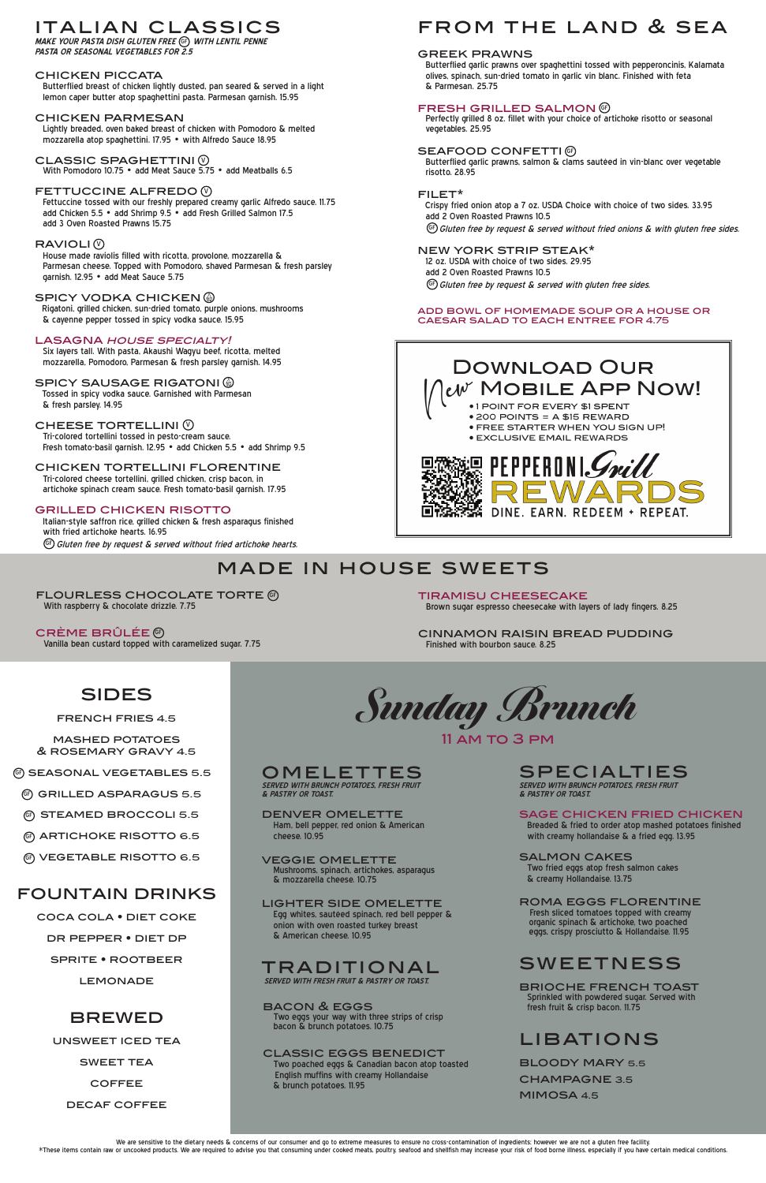# ITALIAN CLASSICS

*MAKE YOUR PASTA DISH GLUTEN FREE (GF) WITH LENTIL PENNE PASTA OR SEASONAL VEGETABLES FOR 2.5*

### CHICKEN PICCATA
Butterflied breast of chicken lightly dusted, pan seared & served in a light lemon caper butter atop spaghettini pasta. Parmesan garnish. 15.95

### CHICKEN PARMESAN
Lightly breaded, oven baked breast of chicken with Pomodoro & melted mozzarella atop spaghettini. 17.95 • with Alfredo Sauce 18.95

### CLASSIC SPAGHETTINI (V)
With Pomodoro 10.75 • add Meat Sauce 5.75 • add Meatballs 6.5

### FETTUCCINE ALFREDO (V)
Fettuccine tossed with our freshly prepared creamy garlic Alfredo sauce. 11.75
add Chicken 5.5 • add Shrimp 9.5 • add Fresh Grilled Salmon 17.5
add 3 Oven Roasted Prawns 15.75

### RAVIOLI (V)
House made raviolis filled with ricotta, provolone, mozzarella & Parmesan cheese. Topped with Pomodoro, shaved Parmesan & fresh parsley garnish. 12.95 • add Meat Sauce 5.75

### SPICY VODKA CHICKEN
Rigatoni, grilled chicken, sun-dried tomato, purple onions, mushrooms & cayenne pepper tossed in spicy vodka sauce. 15.95

### LASAGNA *HOUSE SPECIALTY!*
Six layers tall. With pasta, Akaushi Wagyu beef, ricotta, melted mozzarella, Pomodoro, Parmesan & fresh parsley garnish. 14.95

### SPICY SAUSAGE RIGATONI
Tossed in spicy vodka sauce. Garnished with Parmesan & fresh parsley. 14.95

### CHEESE TORTELLINI (V)
Tri-colored tortellini tossed in pesto-cream sauce.
Fresh tomato-basil garnish. 12.95 • add Chicken 5.5 • add Shrimp 9.5

### CHICKEN TORTELLINI FLORENTINE
Tri-colored cheese tortellini, grilled chicken, crisp bacon, in artichoke spinach cream sauce. Fresh tomato-basil garnish. 17.95

### GRILLED CHICKEN RISOTTO
Italian-style saffron rice, grilled chicken & fresh asparagus finished with fried artichoke hearts. 16.95
*(GF) Gluten free by request & served without fried artichoke hearts.*

# FROM THE LAND & SEA

### GREEK PRAWNS
Butterflied garlic prawns over spaghettini tossed with pepperoncinis, Kalamata olives, spinach, sun-dried tomato in garlic vin blanc. Finished with feta & Parmesan. 25.75

### FRESH GRILLED SALMON (GF)
Perfectly grilled 8 oz. fillet with your choice of artichoke risotto or seasonal vegetables. 25.95

### SEAFOOD CONFETTI (GF)
Butterflied garlic prawns, salmon & clams sautéed in vin-blanc over vegetable risotto. 28.95

### FILET*
Crispy fried onion atop a 7 oz. USDA Choice with choice of two sides. 33.95
add 2 Oven Roasted Prawns 10.5
*(GF) Gluten free by request & served without fried onions & with gluten free sides.*

### NEW YORK STRIP STEAK*
12 oz. USDA with choice of two sides. 29.95
add 2 Oven Roasted Prawns 10.5
*(GF) Gluten free by request & served with gluten free sides.*

ADD BOWL OF HOMEMADE SOUP OR A HOUSE OR CAESAR SALAD TO EACH ENTREE FOR 4.75

## New Download Our Mobile App Now!

- 1 POINT FOR EVERY $1 SPENT
- 200 POINTS = A $15 REWARD
- FREE STARTER WHEN YOU SIGN UP!
- EXCLUSIVE EMAIL REWARDS

PEPPERONI Grill REWARDS
DINE. EARN. REDEEM + REPEAT.

# MADE IN HOUSE SWEETS

### FLOURLESS CHOCOLATE TORTE (GF)
With raspberry & chocolate drizzle. 7.75

### CRÈME BRÛLÉE (GF)
Vanilla bean custard topped with caramelized sugar. 7.75

### TIRAMISU CHEESECAKE
Brown sugar espresso cheesecake with layers of lady fingers. 8.25

### CINNAMON RAISIN BREAD PUDDING
Finished with bourbon sauce. 8.25

# SIDES

- FRENCH FRIES 4.5
- MASHED POTATOES & ROSEMARY GRAVY 4.5
- (GF) SEASONAL VEGETABLES 5.5
- (GF) GRILLED ASPARAGUS 5.5
- (GF) STEAMED BROCCOLI 5.5
- (GF) ARTICHOKE RISOTTO 6.5
- (GF) VEGETABLE RISOTTO 6.5

# FOUNTAIN DRINKS

- COCA COLA • DIET COKE
- DR PEPPER • DIET DP
- SPRITE • ROOTBEER
- LEMONADE

# BREWED

- UNSWEET ICED TEA
- SWEET TEA
- COFFEE
- DECAF COFFEE

# Sunday Brunch

11 AM TO 3 PM

## OMELETTES

*SERVED WITH BRUNCH POTATOES, FRESH FRUIT & PASTRY OR TOAST.*

### DENVER OMELETTE
Ham, bell pepper, red onion & American cheese. 10.95

### VEGGIE OMELETTE
Mushrooms, spinach, artichokes, asparagus & mozzarella cheese. 10.75

### LIGHTER SIDE OMELETTE
Egg whites, sautéed spinach, red bell pepper & onion with oven roasted turkey breast & American cheese. 10.95

## TRADITIONAL

*SERVED WITH FRESH FRUIT & PASTRY OR TOAST.*

### BACON & EGGS
Two eggs your way with three strips of crisp bacon & brunch potatoes. 10.75

### CLASSIC EGGS BENEDICT
Two poached eggs & Canadian bacon atop toasted English muffins with creamy Hollandaise & brunch potatoes. 11.95

## SPECIALTIES

*SERVED WITH BRUNCH POTATOES, FRESH FRUIT & PASTRY OR TOAST.*

### SAGE CHICKEN FRIED CHICKEN
Breaded & fried to order atop mashed potatoes finished with creamy hollandaise & a fried egg. 13.95

### SALMON CAKES
Two fried eggs atop fresh salmon cakes & creamy Hollandaise. 13.75

### ROMA EGGS FLORENTINE
Fresh sliced tomatoes topped with creamy organic spinach & artichoke, two poached eggs, crispy prosciutto & Hollandaise. 11.95

## SWEETNESS

### BRIOCHE FRENCH TOAST
Sprinkled with powdered sugar. Served with fresh fruit & crisp bacon. 11.75

## LIBATIONS

- BLOODY MARY 5.5
- CHAMPAGNE 3.5
- MIMOSA 4.5

We are sensitive to the dietary needs & concerns of our consumer and go to extreme measures to ensure no cross-contamination of ingredients; however we are not a gluten free facility.
*These items contain raw or uncooked products. We are required to advise you that consuming under cooked meats, poultry, seafood and shellfish may increase your risk of food borne illness, especially if you have certain medical conditions.